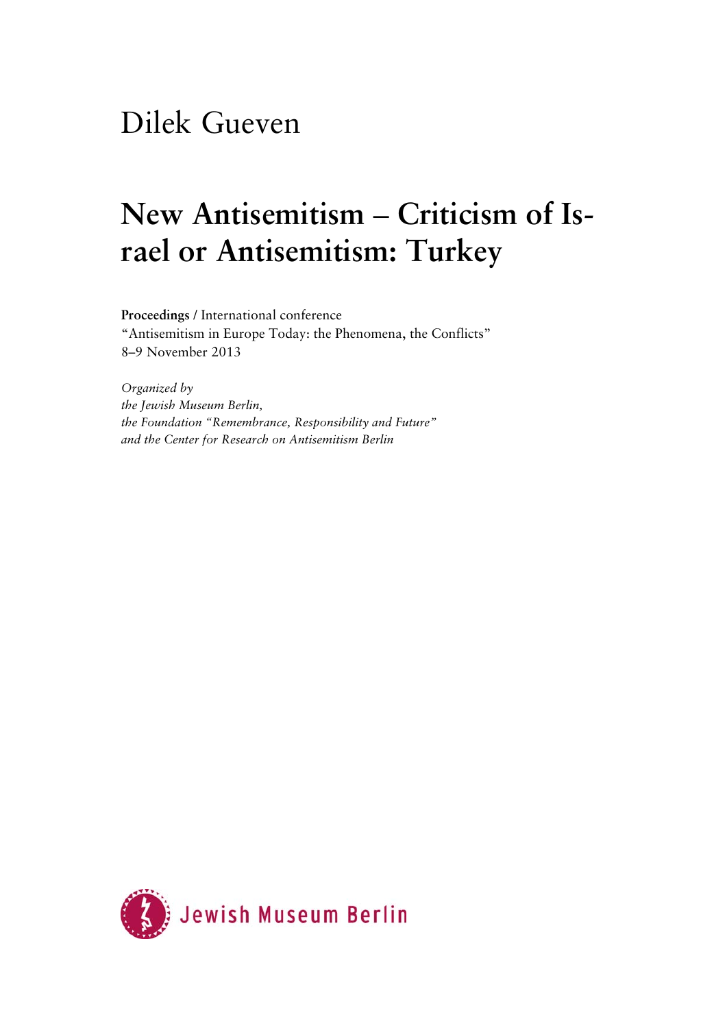Dilek Gueven

# New Antisemitism – Criticism of Israel or Antisemitism: Turkey

**Proceedings** / International conference
"Antisemitism in Europe Today: the Phenomena, the Conflicts"
8–9 November 2013

*Organized by*
*the Jewish Museum Berlin,*
*the Foundation "Remembrance, Responsibility and Future"*
*and the Center for Research on Antisemitism Berlin*

Jewish Museum Berlin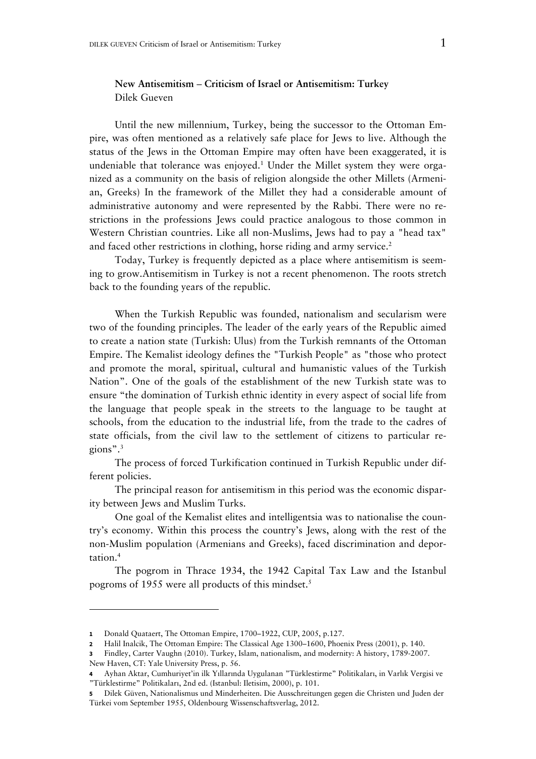**New Antisemitism – Criticism of Israel or Antisemitism: Turkey**
Dilek Gueven

Until the new millennium, Turkey, being the successor to the Ottoman Empire, was often mentioned as a relatively safe place for Jews to live. Although the status of the Jews in the Ottoman Empire may often have been exaggerated, it is undeniable that tolerance was enjoyed.[1] Under the Millet system they were organized as a community on the basis of religion alongside the other Millets (Armenian, Greeks) In the framework of the Millet they had a considerable amount of administrative autonomy and were represented by the Rabbi. There were no restrictions in the professions Jews could practice analogous to those common in Western Christian countries. Like all non-Muslims, Jews had to pay a "head tax" and faced other restrictions in clothing, horse riding and army service.[2]

Today, Turkey is frequently depicted as a place where antisemitism is seeming to grow.Antisemitism in Turkey is not a recent phenomenon. The roots stretch back to the founding years of the republic.

When the Turkish Republic was founded, nationalism and secularism were two of the founding principles. The leader of the early years of the Republic aimed to create a nation state (Turkish: Ulus) from the Turkish remnants of the Ottoman Empire. The Kemalist ideology defines the "Turkish People" as "those who protect and promote the moral, spiritual, cultural and humanistic values of the Turkish Nation". One of the goals of the establishment of the new Turkish state was to ensure "the domination of Turkish ethnic identity in every aspect of social life from the language that people speak in the streets to the language to be taught at schools, from the education to the industrial life, from the trade to the cadres of state officials, from the civil law to the settlement of citizens to particular regions".[3]

The process of forced Turkification continued in Turkish Republic under different policies.

The principal reason for antisemitism in this period was the economic disparity between Jews and Muslim Turks.

One goal of the Kemalist elites and intelligentsia was to nationalise the country's economy. Within this process the country's Jews, along with the rest of the non-Muslim population (Armenians and Greeks), faced discrimination and deportation.[4]

The pogrom in Thrace 1934, the 1942 Capital Tax Law and the Istanbul pogroms of 1955 were all products of this mindset.[5]

---

1 Donald Quataert, The Ottoman Empire, 1700–1922, CUP, 2005, p.127.

2 Halil Inalcik, The Ottoman Empire: The Classical Age 1300–1600, Phoenix Press (2001), p. 140.

3 Findley, Carter Vaughn (2010). Turkey, Islam, nationalism, and modernity: A history, 1789-2007. New Haven, CT: Yale University Press, p. 56.

4 Ayhan Aktar, Cumhuriyet'in ilk Yıllarında Uygulanan "Türklestirme" Politikaları, in Varlık Vergisi ve "Türklestirme" Politikaları, 2nd ed. (Istanbul: Iletisim, 2000), p. 101.

5 Dilek Güven, Nationalismus und Minderheiten. Die Ausschreitungen gegen die Christen und Juden der Türkei vom September 1955, Oldenbourg Wissenschaftsverlag, 2012.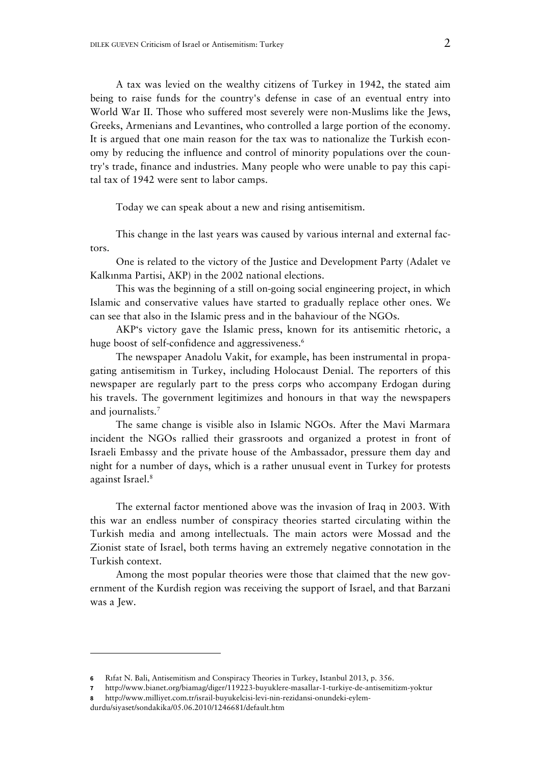A tax was levied on the wealthy citizens of Turkey in 1942, the stated aim being to raise funds for the country's defense in case of an eventual entry into World War II. Those who suffered most severely were non-Muslims like the Jews, Greeks, Armenians and Levantines, who controlled a large portion of the economy. It is argued that one main reason for the tax was to nationalize the Turkish economy by reducing the influence and control of minority populations over the country's trade, finance and industries. Many people who were unable to pay this capital tax of 1942 were sent to labor camps.

Today we can speak about a new and rising antisemitism.

This change in the last years was caused by various internal and external factors.

One is related to the victory of the Justice and Development Party (Adalet ve Kalkınma Partisi, AKP) in the 2002 national elections.

This was the beginning of a still on-going social engineering project, in which Islamic and conservative values have started to gradually replace other ones. We can see that also in the Islamic press and in the bahaviour of the NGOs.

AKP‘s victory gave the Islamic press, known for its antisemitic rhetoric, a huge boost of self-confidence and aggressiveness.[6]

The newspaper Anadolu Vakit, for example, has been instrumental in propagating antisemitism in Turkey, including Holocaust Denial. The reporters of this newspaper are regularly part to the press corps who accompany Erdogan during his travels. The government legitimizes and honours in that way the newspapers and journalists.[7]

The same change is visible also in Islamic NGOs. After the Mavi Marmara incident the NGOs rallied their grassroots and organized a protest in front of Israeli Embassy and the private house of the Ambassador, pressure them day and night for a number of days, which is a rather unusual event in Turkey for protests against Israel.[8]

The external factor mentioned above was the invasion of Iraq in 2003. With this war an endless number of conspiracy theories started circulating within the Turkish media and among intellectuals. The main actors were Mossad and the Zionist state of Israel, both terms having an extremely negative connotation in the Turkish context.

Among the most popular theories were those that claimed that the new government of the Kurdish region was receiving the support of Israel, and that Barzani was a Jew.

---

6 Rıfat N. Bali, Antisemitism and Conspiracy Theories in Turkey, Istanbul 2013, p. 356.

7 http://www.bianet.org/biamag/diger/119223-buyuklere-masallar-1-turkiye-de-antisemitizm-yoktur

8 http://www.milliyet.com.tr/israil-buyukelcisi-levi-nin-rezidansi-onundeki-eylem-durdu/siyaset/sondakika/05.06.2010/1246681/default.htm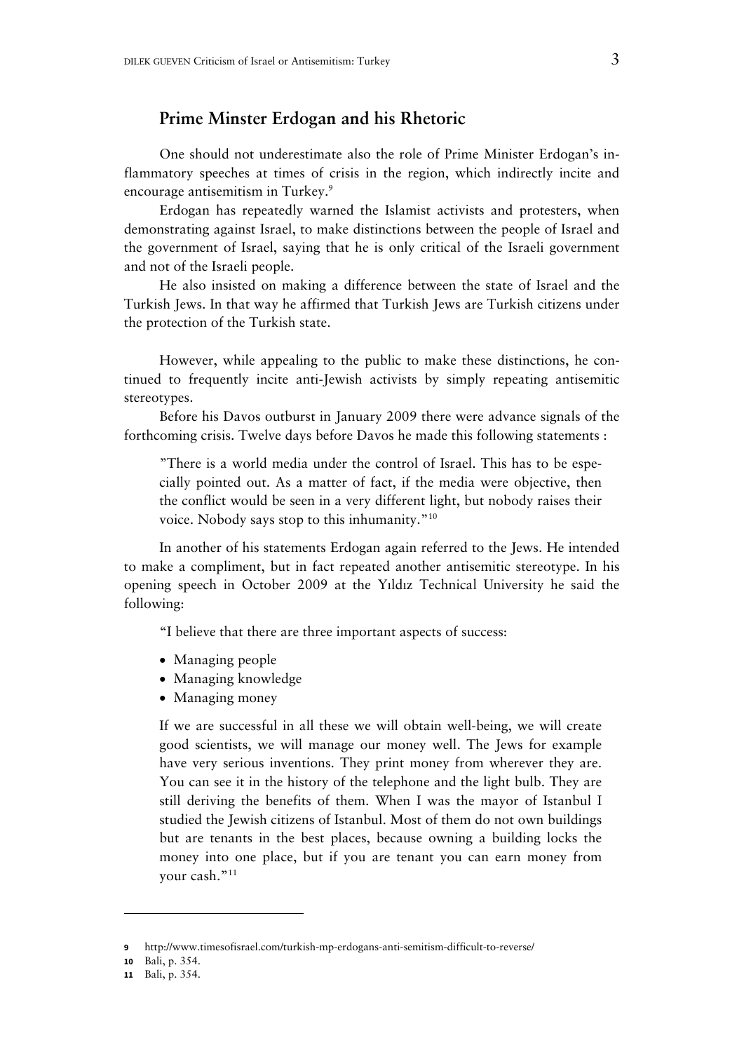## Prime Minster Erdogan and his Rhetoric

One should not underestimate also the role of Prime Minister Erdogan's inflammatory speeches at times of crisis in the region, which indirectly incite and encourage antisemitism in Turkey.[9]

Erdogan has repeatedly warned the Islamist activists and protesters, when demonstrating against Israel, to make distinctions between the people of Israel and the government of Israel, saying that he is only critical of the Israeli government and not of the Israeli people.

He also insisted on making a difference between the state of Israel and the Turkish Jews. In that way he affirmed that Turkish Jews are Turkish citizens under the protection of the Turkish state.

However, while appealing to the public to make these distinctions, he continued to frequently incite anti-Jewish activists by simply repeating antisemitic stereotypes.

Before his Davos outburst in January 2009 there were advance signals of the forthcoming crisis. Twelve days before Davos he made this following statements :

> "There is a world media under the control of Israel. This has to be especially pointed out. As a matter of fact, if the media were objective, then the conflict would be seen in a very different light, but nobody raises their voice. Nobody says stop to this inhumanity."[10]

In another of his statements Erdogan again referred to the Jews. He intended to make a compliment, but in fact repeated another antisemitic stereotype. In his opening speech in October 2009 at the Yıldız Technical University he said the following:

> "I believe that there are three important aspects of success:
>
> - Managing people
> - Managing knowledge
> - Managing money
>
> If we are successful in all these we will obtain well-being, we will create good scientists, we will manage our money well. The Jews for example have very serious inventions. They print money from wherever they are. You can see it in the history of the telephone and the light bulb. They are still deriving the benefits of them. When I was the mayor of Istanbul I studied the Jewish citizens of Istanbul. Most of them do not own buildings but are tenants in the best places, because owning a building locks the money into one place, but if you are tenant you can earn money from your cash."[11]

---

9 http://www.timesofisrael.com/turkish-mp-erdogans-anti-semitism-difficult-to-reverse/

10 Bali, p. 354.

11 Bali, p. 354.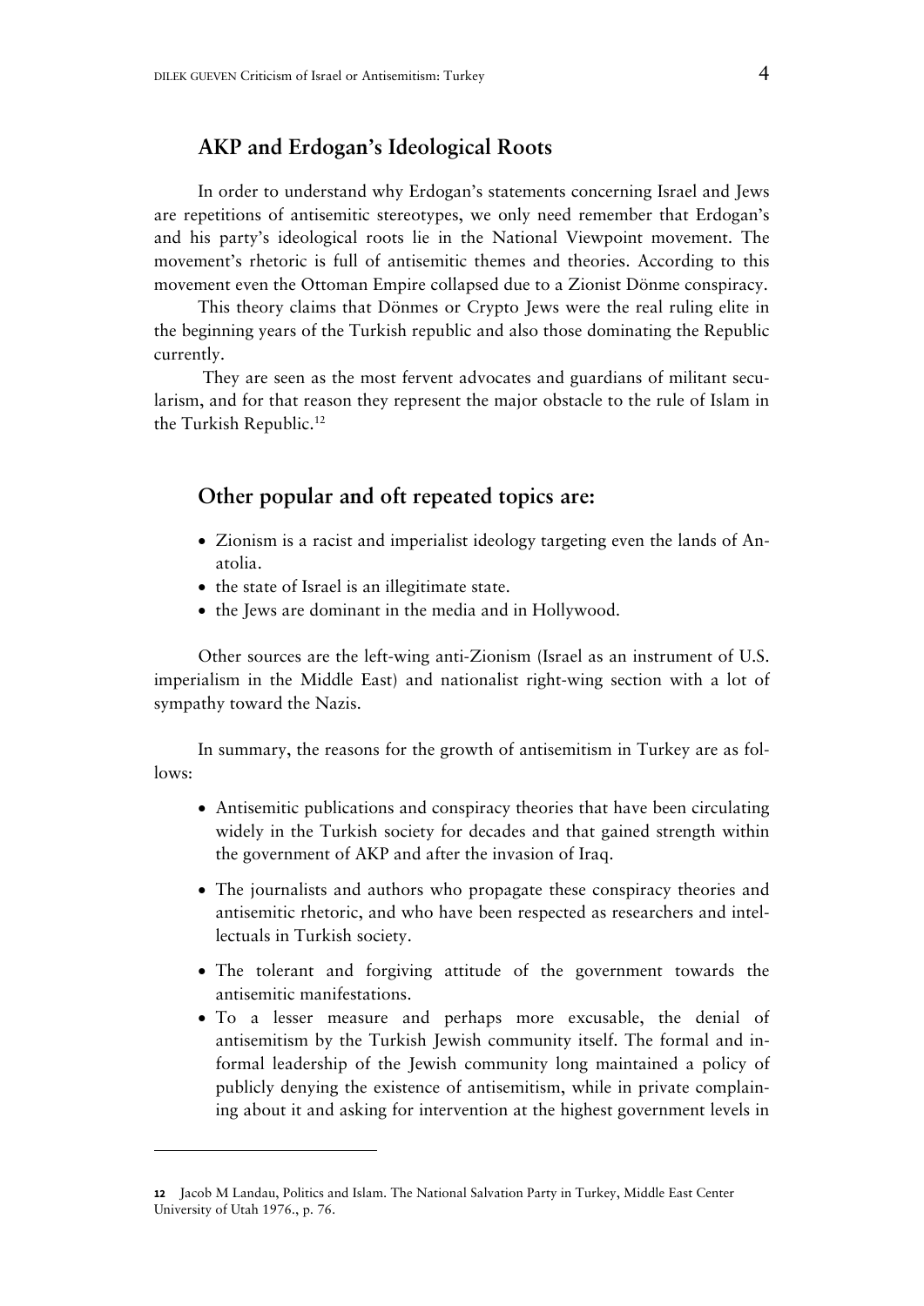## AKP and Erdogan's Ideological Roots

In order to understand why Erdogan's statements concerning Israel and Jews are repetitions of antisemitic stereotypes, we only need remember that Erdogan's and his party's ideological roots lie in the National Viewpoint movement. The movement's rhetoric is full of antisemitic themes and theories. According to this movement even the Ottoman Empire collapsed due to a Zionist Dönme conspiracy.

This theory claims that Dönmes or Crypto Jews were the real ruling elite in the beginning years of the Turkish republic and also those dominating the Republic currently.

They are seen as the most fervent advocates and guardians of militant secularism, and for that reason they represent the major obstacle to the rule of Islam in the Turkish Republic.[12]

## Other popular and oft repeated topics are:

- Zionism is a racist and imperialist ideology targeting even the lands of Anatolia.
- the state of Israel is an illegitimate state.
- the Jews are dominant in the media and in Hollywood.

Other sources are the left-wing anti-Zionism (Israel as an instrument of U.S. imperialism in the Middle East) and nationalist right-wing section with a lot of sympathy toward the Nazis.

In summary, the reasons for the growth of antisemitism in Turkey are as follows:

- Antisemitic publications and conspiracy theories that have been circulating widely in the Turkish society for decades and that gained strength within the government of AKP and after the invasion of Iraq.
- The journalists and authors who propagate these conspiracy theories and antisemitic rhetoric, and who have been respected as researchers and intellectuals in Turkish society.
- The tolerant and forgiving attitude of the government towards the antisemitic manifestations.
- To a lesser measure and perhaps more excusable, the denial of antisemitism by the Turkish Jewish community itself. The formal and informal leadership of the Jewish community long maintained a policy of publicly denying the existence of antisemitism, while in private complaining about it and asking for intervention at the highest government levels in

---

12 Jacob M Landau, Politics and Islam. The National Salvation Party in Turkey, Middle East Center University of Utah 1976., p. 76.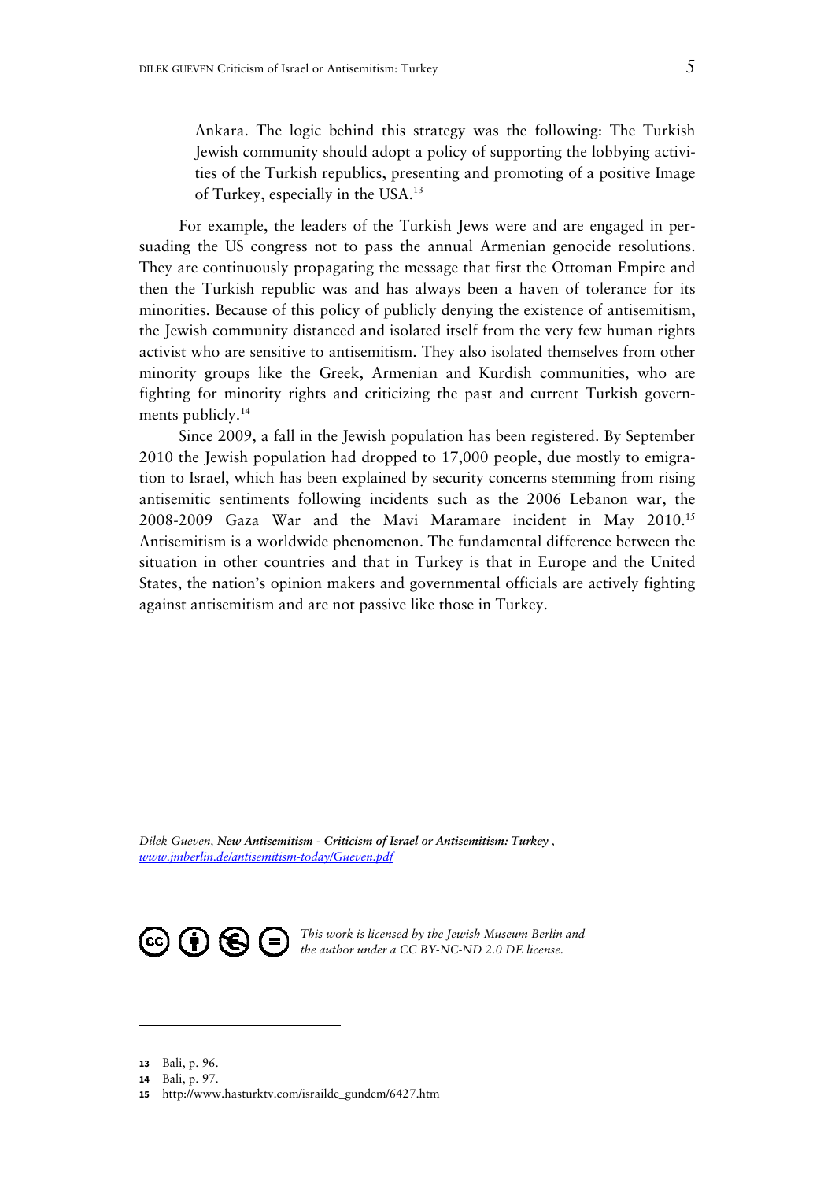> Ankara. The logic behind this strategy was the following: The Turkish Jewish community should adopt a policy of supporting the lobbying activities of the Turkish republics, presenting and promoting of a positive Image of Turkey, especially in the USA.[13]

For example, the leaders of the Turkish Jews were and are engaged in persuading the US congress not to pass the annual Armenian genocide resolutions. They are continuously propagating the message that first the Ottoman Empire and then the Turkish republic was and has always been a haven of tolerance for its minorities. Because of this policy of publicly denying the existence of antisemitism, the Jewish community distanced and isolated itself from the very few human rights activist who are sensitive to antisemitism. They also isolated themselves from other minority groups like the Greek, Armenian and Kurdish communities, who are fighting for minority rights and criticizing the past and current Turkish governments publicly.[14]

Since 2009, a fall in the Jewish population has been registered. By September 2010 the Jewish population had dropped to 17,000 people, due mostly to emigration to Israel, which has been explained by security concerns stemming from rising antisemitic sentiments following incidents such as the 2006 Lebanon war, the 2008-2009 Gaza War and the Mavi Maramare incident in May 2010.[15] Antisemitism is a worldwide phenomenon. The fundamental difference between the situation in other countries and that in Turkey is that in Europe and the United States, the nation's opinion makers and governmental officials are actively fighting against antisemitism and are not passive like those in Turkey.

*Dilek Gueven,* ***New Antisemitism - Criticism of Israel or Antisemitism: Turkey*** *,* [*www.jmberlin.de/antisemitism-today/Gueven.pdf*](www.jmberlin.de/antisemitism-today/Gueven.pdf)

*This work is licensed by the Jewish Museum Berlin and the author under a CC BY-NC-ND 2.0 DE license.*

---

13 Bali, p. 96.

14 Bali, p. 97.

15 http://www.hasturktv.com/israilde_gundem/6427.htm